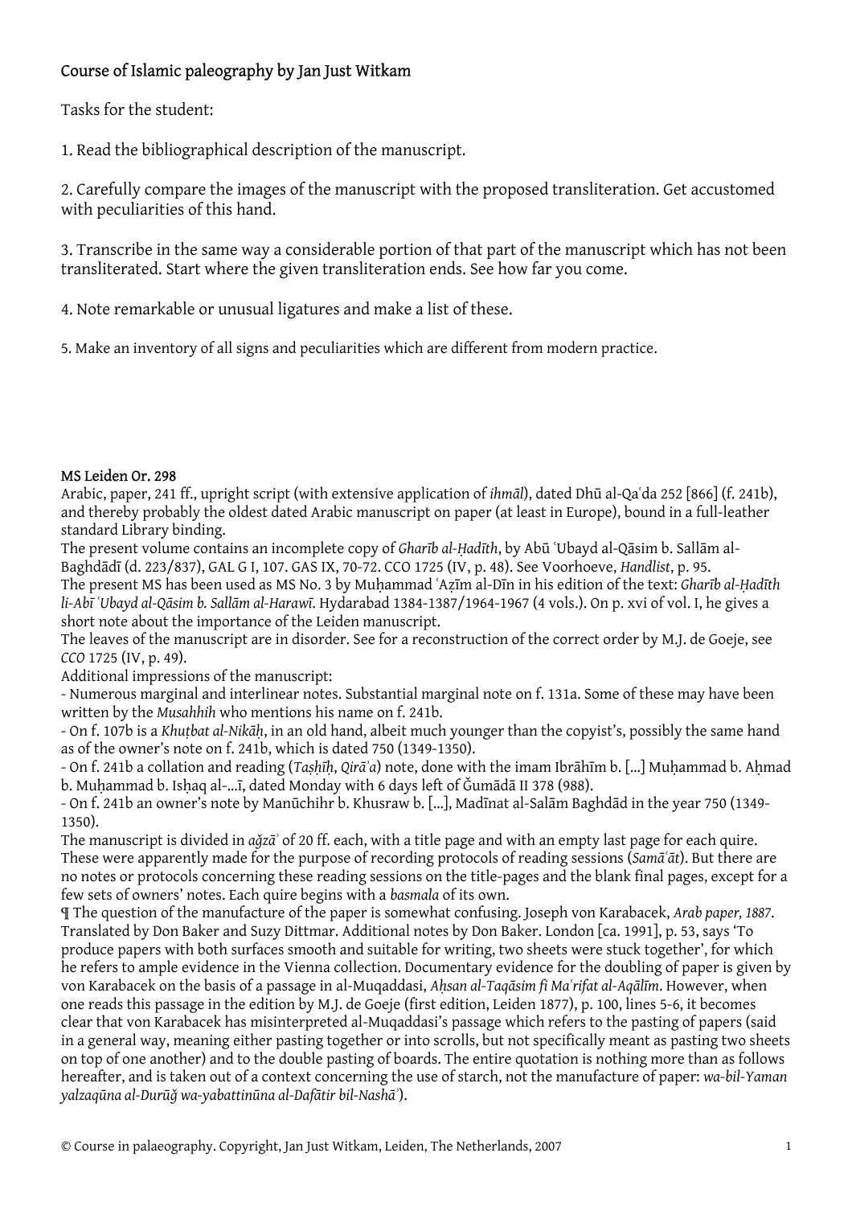## Course of Islamic paleography by Jan Just Witkam

Tasks for the student:

1. Read the bibliographical description of the manuscript.

2. Carefully compare the images of the manuscript with the proposed transliteration. Get accustomed with peculiarities of this hand.

3. Transcribe in the same way a considerable portion of that part of the manuscript which has not been transliterated. Start where the given transliteration ends. See how far you come.

4. Note remarkable or unusual ligatures and make a list of these.

5. Make an inventory of all signs and peculiarities which are different from modern practice.

### MS Leiden Or. 298

Arabic, paper, 241 ff., upright script (with extensive application of *ihmāl*), dated Dhū al-Qaʿda 252 [866] (f. 241b), and thereby probably the oldest dated Arabic manuscript on paper (at least in Europe), bound in a full-leather standard Library binding.

The present volume contains an incomplete copy of *Gharīb al-Ḥadīth*, by Abū ʿUbayd al-Qāsim b. Sallām al-Baghdādī (d. 223/837), GAL G I, 107. GAS IX, 70-72. CCO 1725 (IV, p. 48). See Voorhoeve, *Handlist*, p. 95.

The present MS has been used as MS No. 3 by Muḥammad ʿAẓīm al-Dīn in his edition of the text: *Gharīb al-Ḥadīth li-Abī ʿUbayd al-Qāsim b. Sallām al-Harawī*. Hydarabad 1384-1387/1964-1967 (4 vols.). On p. xvi of vol. I, he gives a short note about the importance of the Leiden manuscript.

The leaves of the manuscript are in disorder. See for a reconstruction of the correct order by M.J. de Goeje, see *CCO* 1725 (IV, p. 49).

Additional impressions of the manuscript:

- Numerous marginal and interlinear notes. Substantial marginal note on f. 131a. Some of these may have been written by the *Musahhih* who mentions his name on f. 241b.
- On f. 107b is a *Khuṭbat al-Nikāḥ*, in an old hand, albeit much younger than the copyist's, possibly the same hand as of the owner's note on f. 241b, which is dated 750 (1349-1350).
- On f. 241b a collation and reading (*Taṣḥīḥ*, *Qirāʾa*) note, done with the imam Ibrāhīm b. [...] Muḥammad b. Aḥmad b. Muḥammad b. Isḥaq al-...ī, dated Monday with 6 days left of Ǧumādā II 378 (988).
- On f. 241b an owner's note by Manūchihr b. Khusraw b. [...], Madīnat al-Salām Baghdād in the year 750 (1349-1350).

The manuscript is divided in *aǧzāʾ* of 20 ff. each, with a title page and with an empty last page for each quire. These were apparently made for the purpose of recording protocols of reading sessions (*Samāʿāt*). But there are no notes or protocols concerning these reading sessions on the title-pages and the blank final pages, except for a few sets of owners' notes. Each quire begins with a *basmala* of its own.

¶ The question of the manufacture of the paper is somewhat confusing. Joseph von Karabacek, *Arab paper, 1887*. Translated by Don Baker and Suzy Dittmar. Additional notes by Don Baker. London [ca. 1991], p. 53, says 'To produce papers with both surfaces smooth and suitable for writing, two sheets were stuck together', for which he refers to ample evidence in the Vienna collection. Documentary evidence for the doubling of paper is given by von Karabacek on the basis of a passage in al-Muqaddasi, *Aḥsan al-Taqāsim fī Maʿrifat al-Aqālīm*. However, when one reads this passage in the edition by M.J. de Goeje (first edition, Leiden 1877), p. 100, lines 5-6, it becomes clear that von Karabacek has misinterpreted al-Muqaddasi's passage which refers to the pasting of papers (said in a general way, meaning either pasting together or into scrolls, but not specifically meant as pasting two sheets on top of one another) and to the double pasting of boards. The entire quotation is nothing more than as follows hereafter, and is taken out of a context concerning the use of starch, not the manufacture of paper: *wa-bil-Yaman yalzaqūna al-Durūǧ wa-yabattinūna al-Dafātir bil-Nashāʾ*).

© Course in palaeography. Copyright, Jan Just Witkam, Leiden, The Netherlands, 2007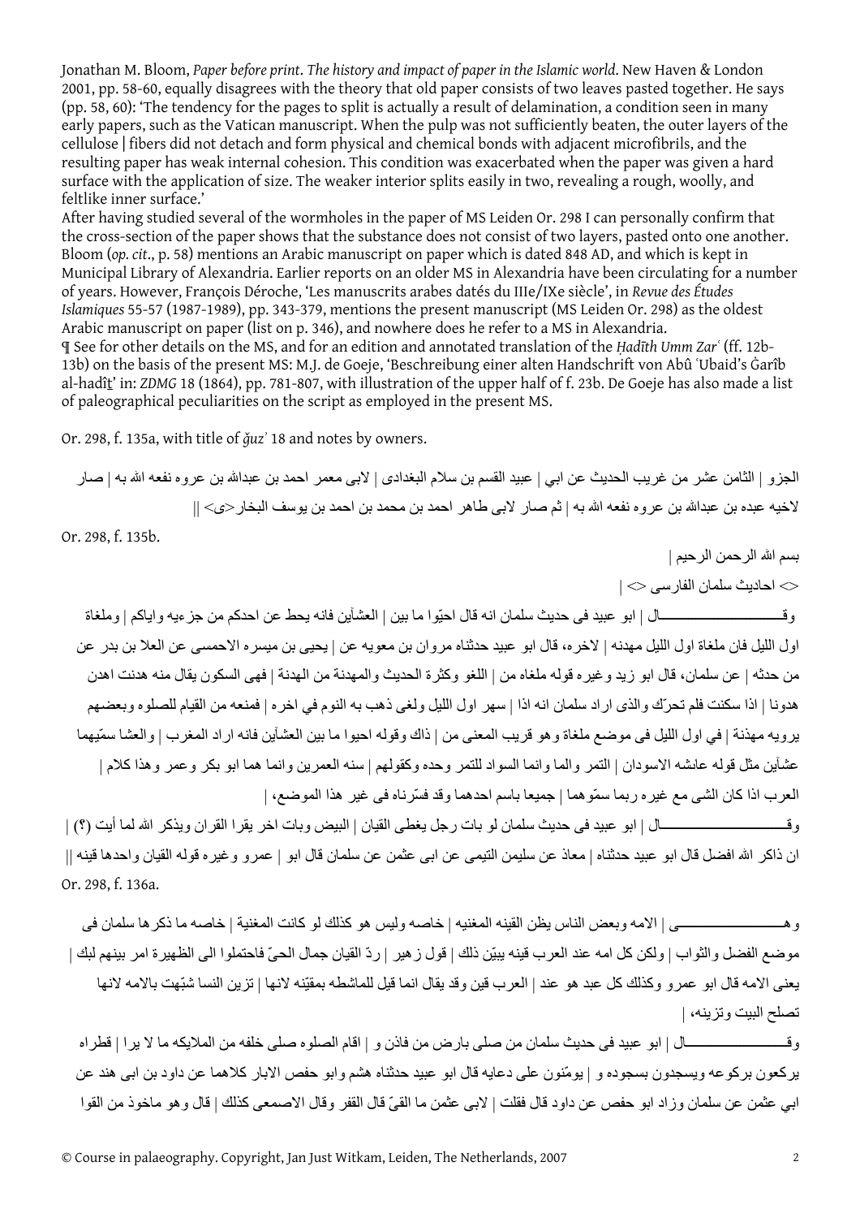Jonathan M. Bloom, *Paper before print. The history and impact of paper in the Islamic world.* New Haven & London 2001, pp. 58-60, equally disagrees with the theory that old paper consists of two leaves pasted together. He says (pp. 58, 60): 'The tendency for the pages to split is actually a result of delamination, a condition seen in many early papers, such as the Vatican manuscript. When the pulp was not sufficiently beaten, the outer layers of the cellulose | fibers did not detach and form physical and chemical bonds with adjacent microfibrils, and the resulting paper has weak internal cohesion. This condition was exacerbated when the paper was given a hard surface with the application of size. The weaker interior splits easily in two, revealing a rough, woolly, and feltlike inner surface.'

After having studied several of the wormholes in the paper of MS Leiden Or. 298 I can personally confirm that the cross-section of the paper shows that the substance does not consist of two layers, pasted onto one another. Bloom (*op. cit*., p. 58) mentions an Arabic manuscript on paper which is dated 848 AD, and which is kept in Municipal Library of Alexandria. Earlier reports on an older MS in Alexandria have been circulating for a number of years. However, François Déroche, 'Les manuscrits arabes datés du IIIe/IXe siècle', in *Revue des Études Islamiques* 55-57 (1987-1989), pp. 343-379, mentions the present manuscript (MS Leiden Or. 298) as the oldest Arabic manuscript on paper (list on p. 346), and nowhere does he refer to a MS in Alexandria.

¶ See for other details on the MS, and for an edition and annotated translation of the *Ḥadīth Umm Zarʿ* (ff. 12b-13b) on the basis of the present MS: M.J. de Goeje, 'Beschreibung einer alten Handschrift von Abû ʿUbaid's Ġarîb al-hadît' in: *ZDMG* 18 (1864), pp. 781-807, with illustration of the upper half of f. 23b. De Goeje has also made a list of paleographical peculiarities on the script as employed in the present MS.

Or. 298, f. 135a, with title of *ǧuzʾ* 18 and notes by owners.

الجزو | الثامن عشر من غريب الحديث عن ابي | عبيد القسم بن سلام البغدادى | لابى معمر احمد بن عبدالله بن عروه نفعه الله به | صار لاخيه عبده بن عبدالله بن عروه نفعه الله به | ثم صار لابى طاهر احمد بن محمد بن احمد بن يوسف البخار<ى> ||

Or. 298, f. 135b.

بسم الله الرحمن الرحيم |

<> احاديث سلمان الفارسى <> |

وقــــــــــــــال | ابو عبيد فى حديث سلمان انه قال احيّوا ما بين | العشآين فانه يحط عن احدكم من جزءيه واياكم | وملغاة اول الليل فان ملغاة اول الليل مهدنه | لاخره، قال ابو عبيد حدثناه مروان بن معويه عن | يحيى بن ميسره الاحمسى عن العلا بن بدر عن من حدثه | عن سلمان، قال ابو زيد وغيره قوله ملغاه من | اللغو وكثرة الحديث والمهدنة من الهدنة | فهى السكون يقال منه هدنت اهدن هدونا | اذا سكنت فلم تحرّك والذى اراد سلمان انه اذا | سهر اول الليل ولغى ذهب به النوم فى اخره | فمنعه من القيام للصلوه وبعضهم يرويه مهذنة | في اول الليل فى موضع ملغاة وهو قريب المعنى من | ذاك وقوله احيوا ما بين العشآين فانه اراد المغرب | والعشا سمّيهما عشآين مثل قوله عائشه الاسودان | التمر والما وانما السواد للتمر وحده وكقولهم | سنه العمرين وانما هما ابو بكر وعمر وهذا كلام | العرب اذا كان الشى مع غيره ربما سمّوهما | جميعا باسم احدهما وقد فسّرناه فى غير هذا الموضع، |

وقــــــــــــــال | ابو عبيد فى حديث سلمان لو بات رجل يغطى القيان | البيض وبات اخر يقرا القران ويذكر الله لما أيت (؟) | ان ذاكر الله افضل قال ابو عبيد حدثناه | معاذ عن سليمن التيمى عن ابى عثمن عن سلمان قال ابو | عمرو وغيره قوله القيان واحدها قينه ||

Or. 298, f. 136a.

وهــــــــــــــى | الامه وبعض الناس يظن القينه المغنيه | خاصه وليس هو كذلك لو كانت المغنية | خاصه ما ذكرها سلمان فى موضع الفضل والثواب | ولكن كل امه عند العرب قينه يبيّن ذلك | قول زهير | ردّ القيان جمال الحيّ فاحتملوا الى الظهيرة امر بينهم لبك | يعنى الامه قال ابو عمرو وكذلك كل عبد هو عند | العرب قين وقد يقال انما قيل للماشطه بمقيّنه لانها | تزين النسا شبّهت بالامه لانها تصلح البيت وتزينه، |

وقــــــــــــــال | ابو عبيد فى حديث سلمان من صلى بارض من فاذن و | اقام الصلوه صلى خلفه من الملايكه ما لا يرا | قطراه يركعون بركوعه ويسجدون بسجوده و | يومّنون على دعايه قال ابو عبيد حدثناه هشم وابو حفص الابار كلاهما عن داود بن ابى هند عن ابي عثمن عن سلمان وزاد ابو حفص عن داود قال فقلت | لابى عثمن ما القيّ قال القفر وقال الاصمعى كذلك | قال وهو ماخوذ من القوا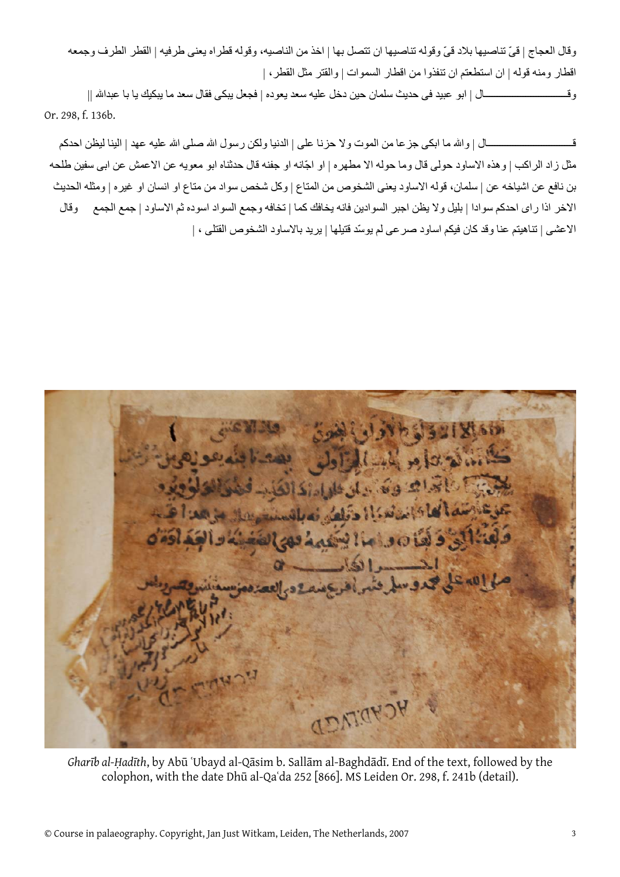وقال العجاج | قيّ تناصيها بلاد قيّ وقوله تناصيها ان تتصل بها | اخذ من الناصيه، وقوله قطراه يعنى طرفيه | القطر الطرف وجمعه اقطار ومنه قوله | ان استطعتم ان تنفذوا من اقطار السموات | والقتر مثل القطر، |

وقــــــــــــــــــال | ابو عبيد فى حديث سلمان حين دخل عليه سعد يعوده | فجعل يبكى فقال سعد ما يبكيك يا با عبدالله ||

Or. 298, f. 136b.

قــــــــــــــــــال | والله ما ابكى جزعا من الموت ولا حزنا على | الدنيا ولكن رسول الله صلى الله عليه عهد | الينا ليظن احدكم مثل زاد الراكب | وهذه الاساود حولى قال وما حوله الا مطهره | او اجّانه او جفنه قال حدثناه ابو معويه عن الاعمش عن ابى سفين طلحه بن نافع عن اشياخه عن | سلمان، قوله الاساود يعنى الشخوص من المتاع | وكل شخص سواد من متاع او انسان او غيره | ومثله الحديث الاخر اذا راى احدكم سوادا | بليل ولا يظن اجبر السوادين فانه يخافك كما | تخافه وجمع السواد اسوده ثم الاساود | جمع الجمع وقال الاعشى | تناهيتم عنا وقد كان فيكم اساود صرعى لم يوسّد قتيلها | يريد بالاساود الشخوص القتلى ، |

*Gharīb al-Ḥadīth*, by Abū ʿUbayd al-Qāsim b. Sallām al-Baghdādī. End of the text, followed by the colophon, with the date Dhū al-Qaʿda 252 [866]. MS Leiden Or. 298, f. 241b (detail).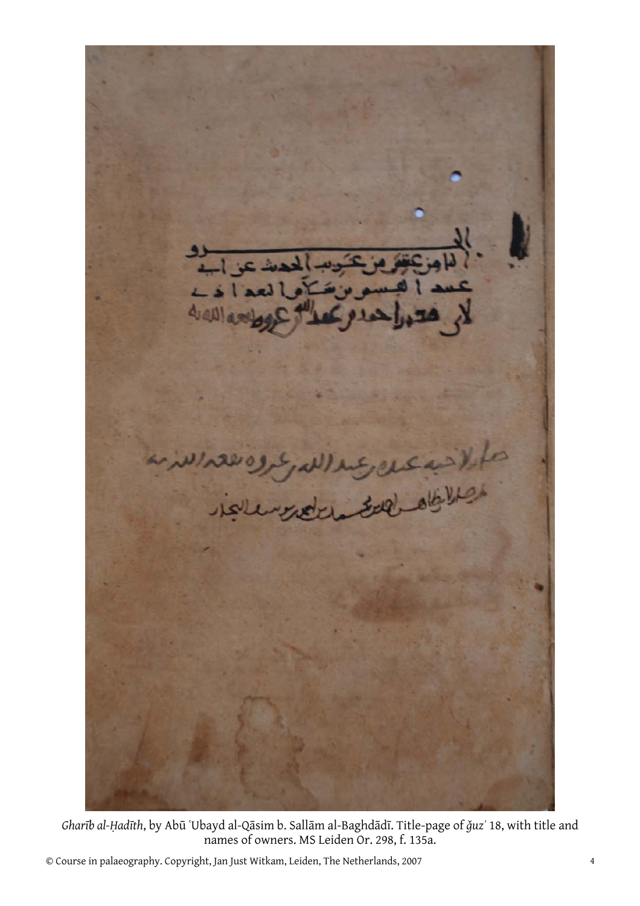*Gharīb al-Ḥadīth*, by Abū ʿUbayd al-Qāsim b. Sallām al-Baghdādī. Title-page of *ǧuzʾ* 18, with title and names of owners. MS Leiden Or. 298, f. 135a.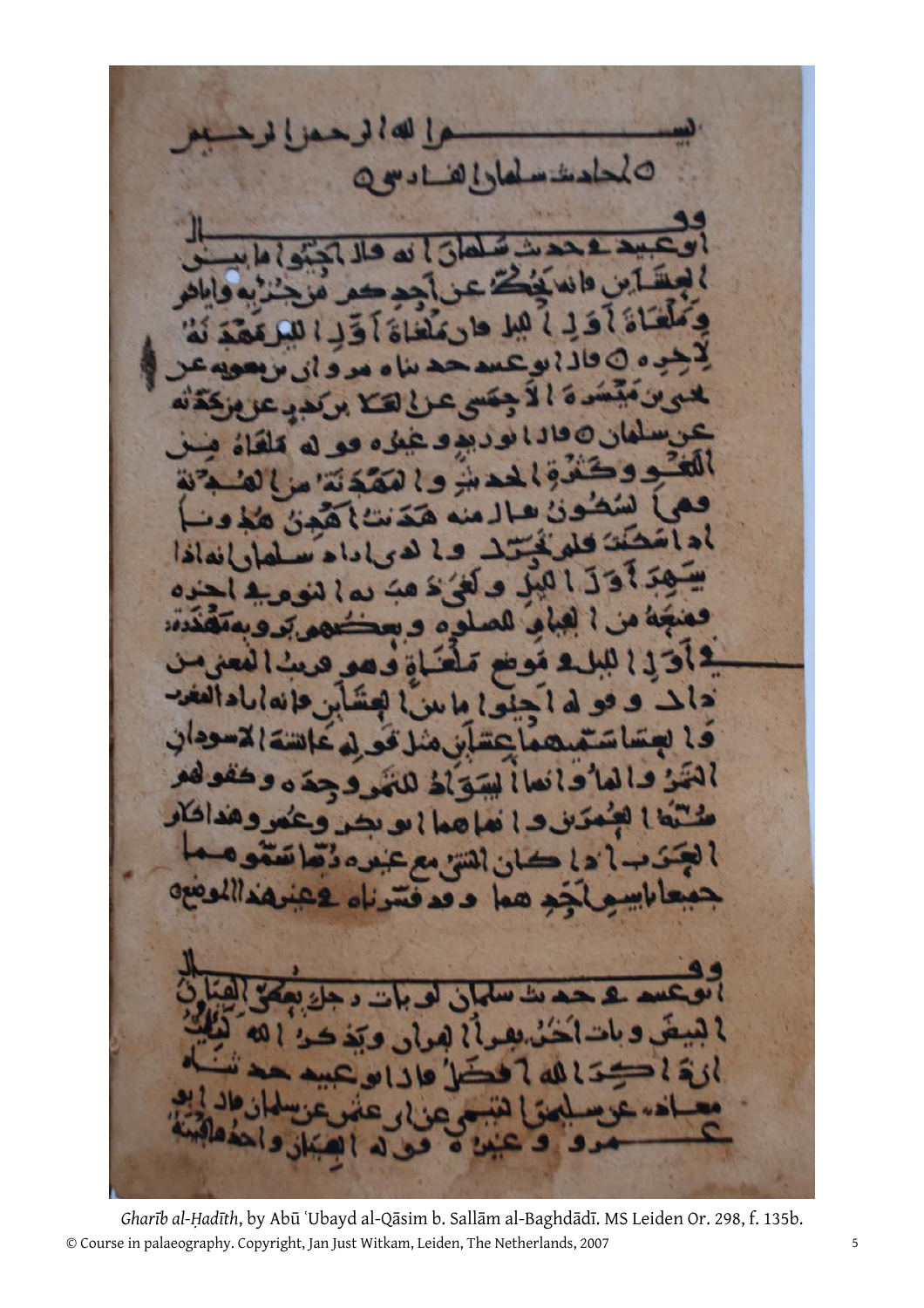بسم الله الرحمن الرحيم

٥ احاديث سلمان الفارسي

وقال

ابو عبيد في حديث سلمان انه قال احيوا ما بين
العشائين فانه يحطّ عن احدكم من جزئه واياكم
وملغاة اول الليل فان ملغاة اول الليل مهدنة
لاخره ٥ قال ابو عبيد حدثناه مروان بن معوية عن
يحيى بن ميسرة الاشجعي عن الملكا بن يزيد عن مزيدة
عن سلمان ٥ قال ابو زيد وغيره قوله ملغاة من
اللغو وكثرة الحديث والمهدنة من الهدنة
وهي السكون يقال منه هدنت اهدن هدونا
اذا سكنت فلم تحرك والذي اراد سلمان انه اذا
سهر اول الليل ولغى ذهب به النوم في اخره
فمنعه من القيام للصلوة وبعضهم يرويه مهدنة
في اول الليل موضع ملغاة وهو قريب المعنى من
ذاك وقوله احيوا ما بين العشائين فانه اراد المغرب
والعشا فسماهما عشائين مثل قول عائشة الاسودان
التمر والما وانما السواد للتمر وحده وكقولهم
سنة العمرين وانما هما ابو بكر وعمر وهذا كلام
العرب اذا كان الشي مع غيره ربما سموهما
جميعا باسم احدهما وقد فسرناه في غير هذا الموضع

وقال

ابو عبيد في حديث سلمان لو بات رجل يعطي القيان
البيض وبات اخر يقرا القران ويذكر الله لرايت
ان ذاكر الله افضل قال ابو عبيد حدثناه
معاذ عن سليمن التيمي عن ابي عثمن عن سلمان قال ابو
عمرو وغيره قوله القيان واحدها قينة

*Gharīb al-Ḥadīth*, by Abū ʿUbayd al-Qāsim b. Sallām al-Baghdādī. MS Leiden Or. 298, f. 135b.

© Course in palaeography. Copyright, Jan Just Witkam, Leiden, The Netherlands, 2007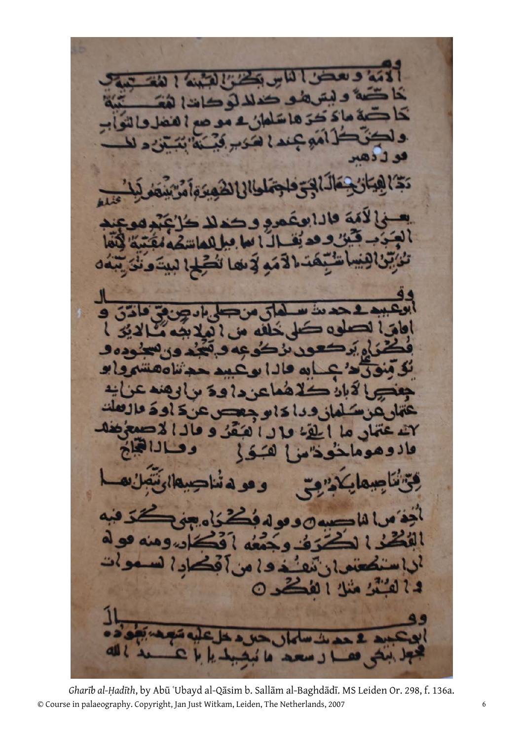وفي

الأمة وبعض الناس يكسر القبة المقتبية
خاصة وليس هو كذلك لو كانت المقتبية
خاصة ما ذكرها سلمان في موضع الفضل والثواب
ولكن كل أمة عند العرب قينة بيّن ذلك
قول زهير

ردّ القيانُ جمالَ الحيّ فاحتملوا إلى الظهيرة أمرٌ بينهم لَبِكُ

مختلط

يعني الإماء قال أبو عمرو وكذلك كل عبد هو عند
العرب قين وقد يقال إنما قيل للماشطة مقيّنة لأنها
تزيّن النساء شُبّهت بالأمة لأنها تُصلح البيت وتزيّنه

وقال

أبو عبيد في حديث سلمان من صلّى بأرض قِيٍّ فأذّن و
أقام الصلوة صلّى خلفه من الملائكة ما لا يُرى
قُطراه يركعون بركوعه ويسجدون بسجوده و
يؤمّنون على دعائه قال أبو عبيد حدثناه هشيم وأبو
جعفر الأبار كلاهما عن داود بن أبي هند عن أبي
عثمان عن سلمان وداود أبو جعفر عن داود أو قال عن
أبي عثمان ما القِيّ قال القفر وقال الأصمعي مثله
قال وهو مأخوذ من القَواء وقال العجاج

قِيٌّ تُناصيها بلادٌ قِيُّ وقوله تُناصيها أي تتصل بها

أُخذ من الناصية وقوله قُطراه يعني كل شيء فيه
القُطر الطرف وجمعه أقطار ومنه قوله
إن استطعتم أن تنفذوا من أقطار السموات
والقُتْر مثل القُطْر

وقال

أبو عبيد في حديث سلمان حين دخل عليه سعد يعوده
فجعل يبكي فقال له سعد ما يبكيك يا أبا عبد الله

*Gharīb al-Ḥadīth*, by Abū ʿUbayd al-Qāsim b. Sallām al-Baghdādī. MS Leiden Or. 298, f. 136a.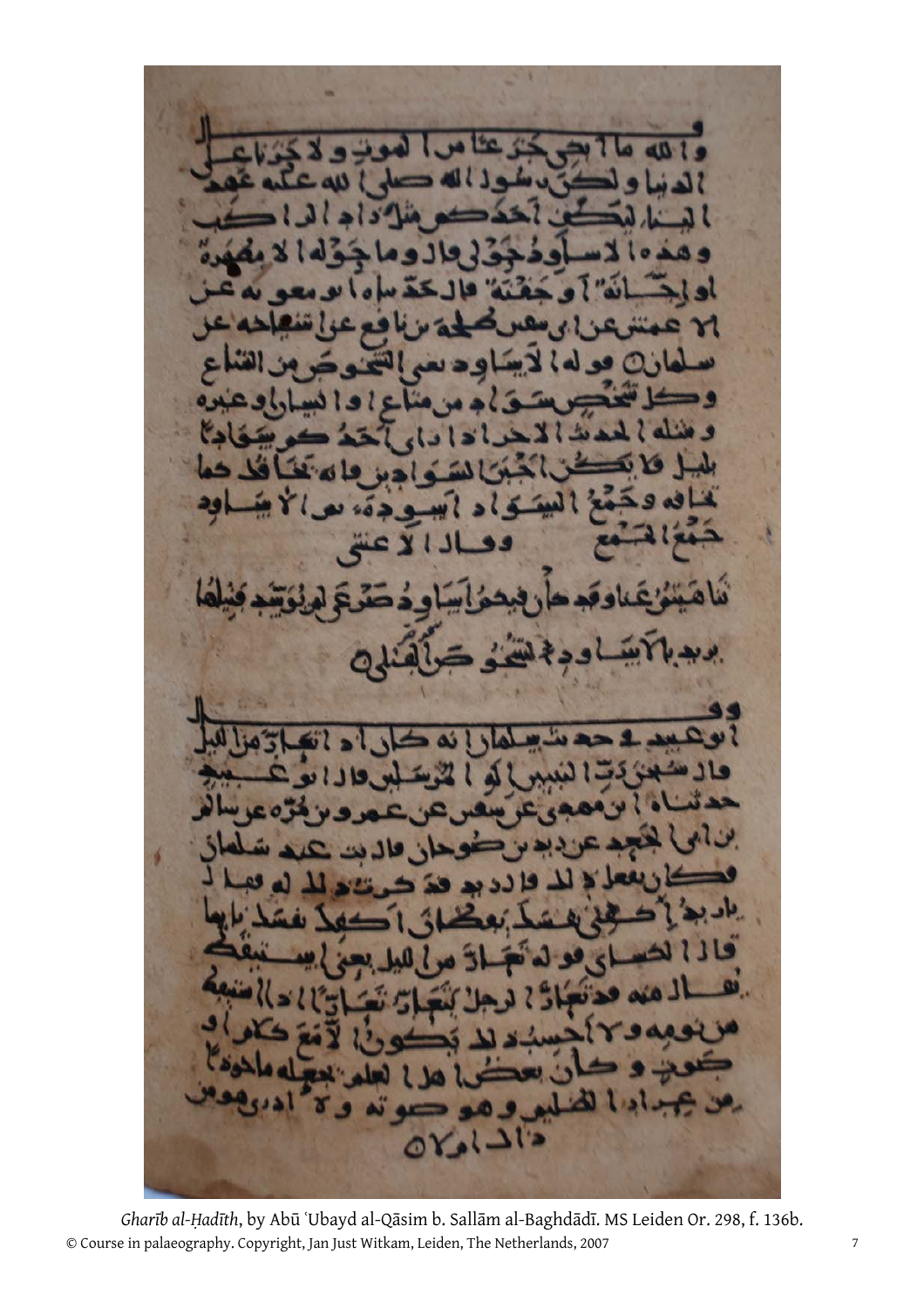*Gharīb al-Ḥadīth*, by Abū ʿUbayd al-Qāsim b. Sallām al-Baghdādī. MS Leiden Or. 298, f. 136b.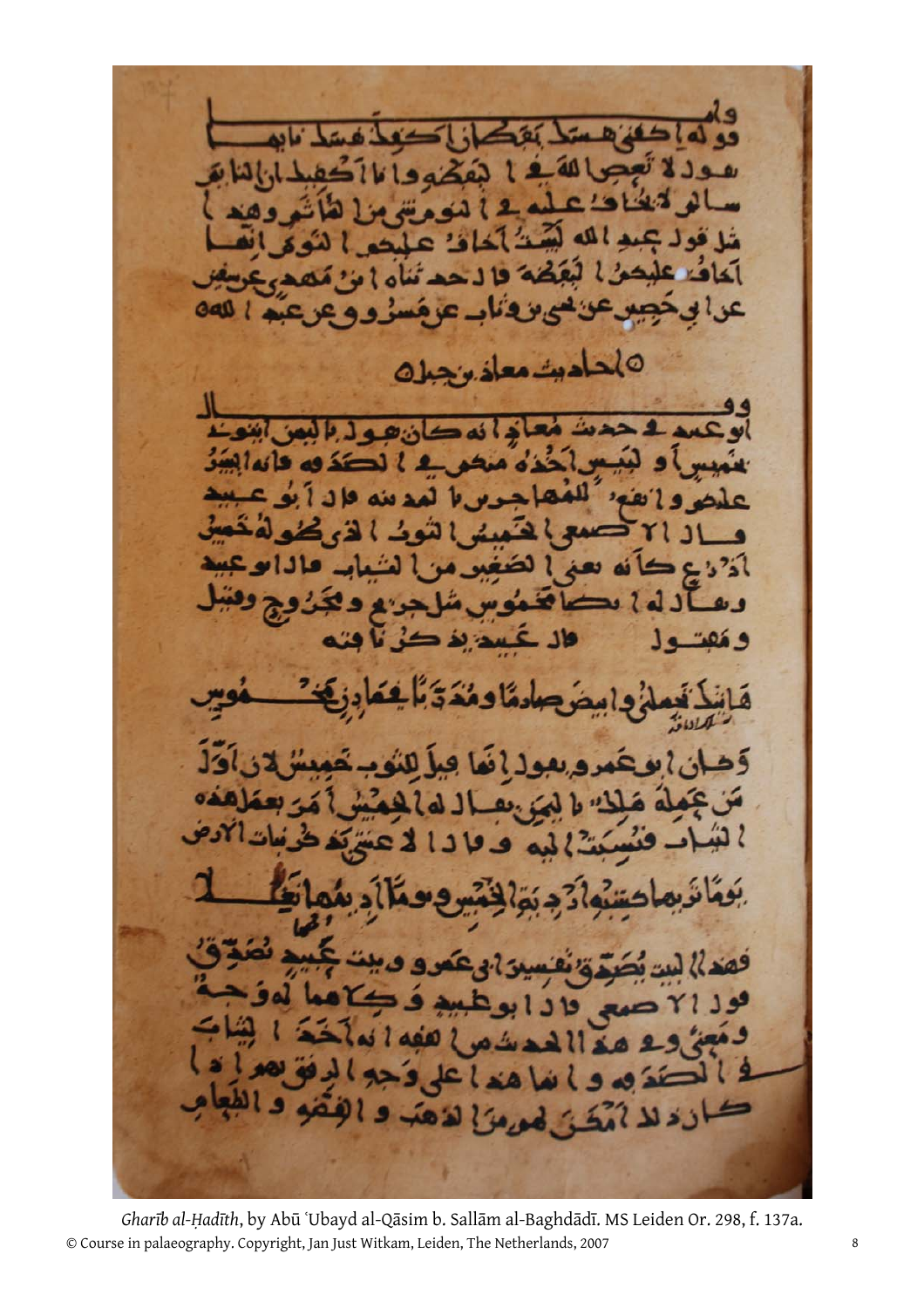وفي

قوله إذا خفي هشتم بقطان كحفة هشتم نايم

سود لا تعصى الله فيه لم يحكموا ما أكفيد أن الناس

سالوا حافظ عليه في المؤمنين الطاعون والعدو

قال قول عبد الله لست أخاف عليكم النوى إنما

أخاف عليكم اللمحة حدثناه ابن مهدي عن سفيان

عن أبي حصين عن يحيى بن وثاب عن مسروق عن عبد الله

أحاديث معاذ بن جبل

وفي

أبو عبيد في حديث معاذ أنه كان يقول باليمن ائتوني

بخميس أو لبيس آخذه منكم في الصدقة فإنه أيسر

عليكم وأنفع للمهاجرين بالمدينة قال أبو عبيد

قال الأصمعي الخميس الثوب الذي طوله خمس

أذرع كأنه يعني الصغير من الثياب قال أبو عبيدة

ويقال له المخموس قال عبيد بن الأبرص يذكر ناقته

هاتيك تحملني وأبيض صارما ومذربا في مارن مخموس

وكان أبو عمرو يقول إنما قيل للثوب خميس لأن أول

من عمله ملك باليمن يقال له الخمس أمر بعمل هذه

الثياب فنسبت إليه وقال الأعشى يذكر خرقاء الأرض

يوما تراها كشبه أردية الخمس ويوما أديمها نغلا

فهذا البيت يصدق تفسير أبي عمرو وبيت عبيد يصدق

قول الأصمعي قال أبو عبيد وكلاهما له وجه

وفي هذا الحديث من الفقه أنه أخذ الثياب

في الصدقة وإنما هذا على وجه الإرفاق بهم إذ

كان ذلك أمكن لهم من الذهب والفضة والطعام

*Gharīb al-Ḥadīth*, by Abū ʿUbayd al-Qāsim b. Sallām al-Baghdādī. MS Leiden Or. 298, f. 137a.

© Course in palaeography. Copyright, Jan Just Witkam, Leiden, The Netherlands, 2007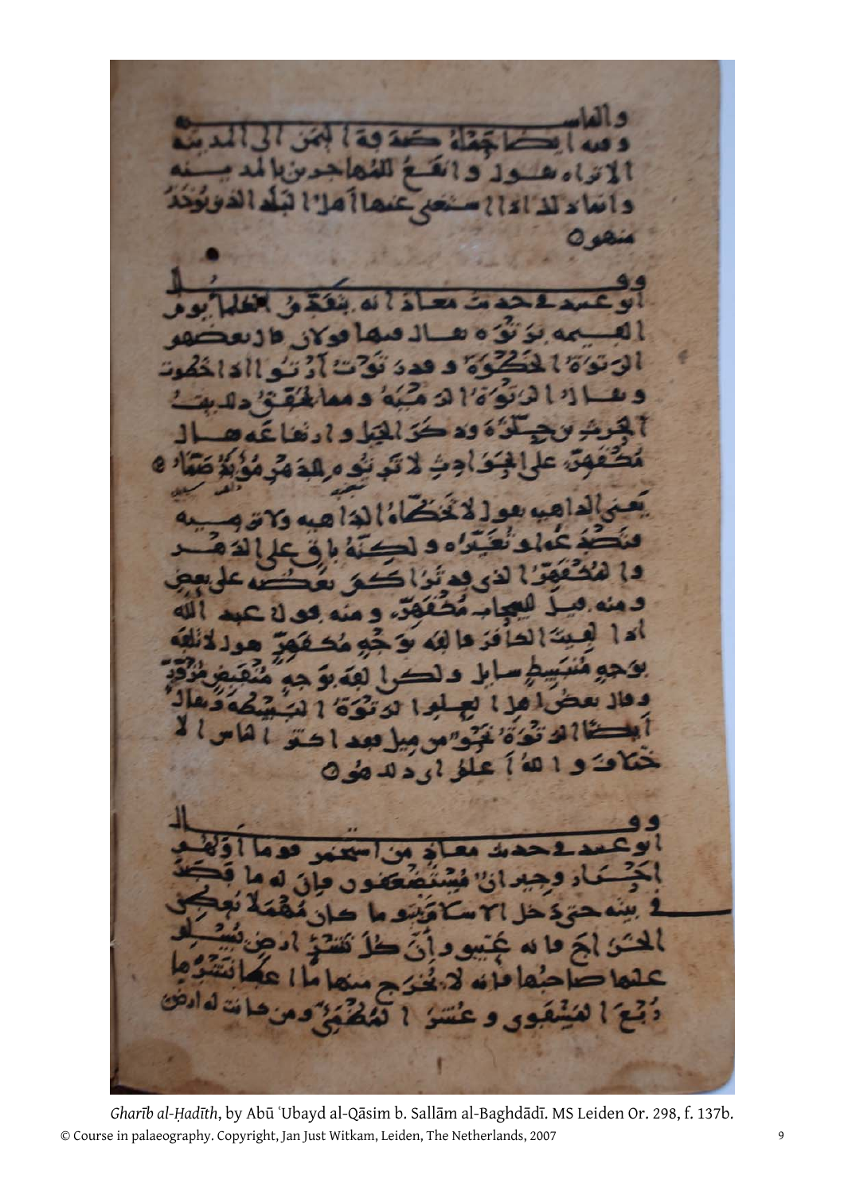*Gharīb al-Ḥadīth*, by Abū ʿUbayd al-Qāsim b. Sallām al-Baghdādī. MS Leiden Or. 298, f. 137b.